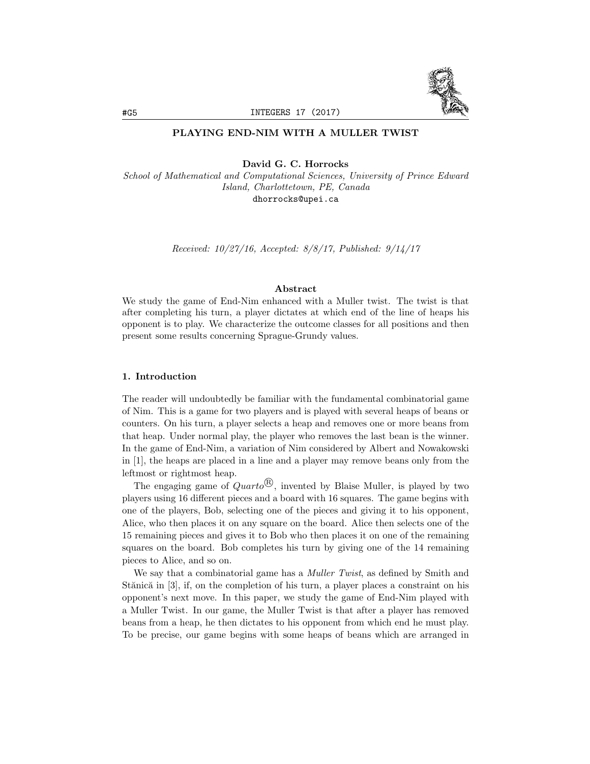# PLAYING END-NIM WITH A MULLER TWIST

**David G. C. Horrocks**
*School of Mathematical and Computational Sciences, University of Prince Edward Island, Charlottetown, PE, Canada*
dhorrocks@upei.ca

*Received: 10/27/16, Accepted: 8/8/17, Published: 9/14/17*

### Abstract

We study the game of End-Nim enhanced with a Muller twist. The twist is that after completing his turn, a player dictates at which end of the line of heaps his opponent is to play. We characterize the outcome classes for all positions and then present some results concerning Sprague-Grundy values.

## 1. Introduction

The reader will undoubtedly be familiar with the fundamental combinatorial game of Nim. This is a game for two players and is played with several heaps of beans or counters. On his turn, a player selects a heap and removes one or more beans from that heap. Under normal play, the player who removes the last bean is the winner. In the game of End-Nim, a variation of Nim considered by Albert and Nowakowski in [1], the heaps are placed in a line and a player may remove beans only from the leftmost or rightmost heap.

The engaging game of *Quarto*®, invented by Blaise Muller, is played by two players using 16 different pieces and a board with 16 squares. The game begins with one of the players, Bob, selecting one of the pieces and giving it to his opponent, Alice, who then places it on any square on the board. Alice then selects one of the 15 remaining pieces and gives it to Bob who then places it on one of the remaining squares on the board. Bob completes his turn by giving one of the 14 remaining pieces to Alice, and so on.

We say that a combinatorial game has a *Muller Twist*, as defined by Smith and Stănică in [3], if, on the completion of his turn, a player places a constraint on his opponent's next move. In this paper, we study the game of End-Nim played with a Muller Twist. In our game, the Muller Twist is that after a player has removed beans from a heap, he then dictates to his opponent from which end he must play. To be precise, our game begins with some heaps of beans which are arranged in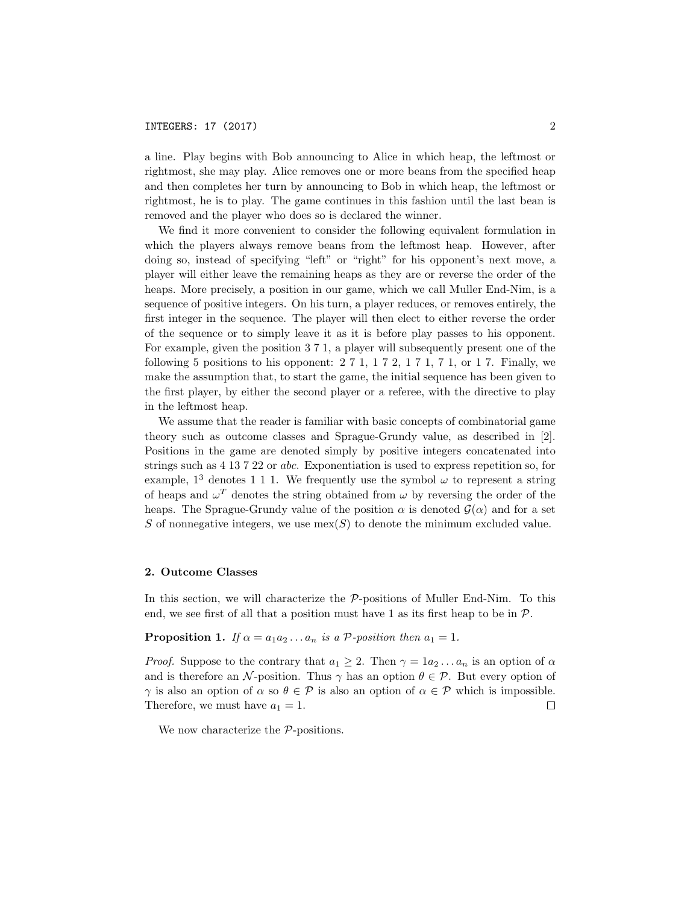a line. Play begins with Bob announcing to Alice in which heap, the leftmost or rightmost, she may play. Alice removes one or more beans from the specified heap and then completes her turn by announcing to Bob in which heap, the leftmost or rightmost, he is to play. The game continues in this fashion until the last bean is removed and the player who does so is declared the winner.

We find it more convenient to consider the following equivalent formulation in which the players always remove beans from the leftmost heap. However, after doing so, instead of specifying "left" or "right" for his opponent's next move, a player will either leave the remaining heaps as they are or reverse the order of the heaps. More precisely, a position in our game, which we call Muller End-Nim, is a sequence of positive integers. On his turn, a player reduces, or removes entirely, the first integer in the sequence. The player will then elect to either reverse the order of the sequence or to simply leave it as it is before play passes to his opponent. For example, given the position 3 7 1, a player will subsequently present one of the following 5 positions to his opponent: 2 7 1, 1 7 2, 1 7 1, 7 1, or 1 7. Finally, we make the assumption that, to start the game, the initial sequence has been given to the first player, by either the second player or a referee, with the directive to play in the leftmost heap.

We assume that the reader is familiar with basic concepts of combinatorial game theory such as outcome classes and Sprague-Grundy value, as described in [2]. Positions in the game are denoted simply by positive integers concatenated into strings such as 4 13 7 22 or *abc*. Exponentiation is used to express repetition so, for example, $1^3$ denotes 1 1 1. We frequently use the symbol $\omega$ to represent a string of heaps and $\omega^T$ denotes the string obtained from $\omega$ by reversing the order of the heaps. The Sprague-Grundy value of the position $\alpha$ is denoted $\mathcal{G}(\alpha)$ and for a set $S$ of nonnegative integers, we use $\text{mex}(S)$ to denote the minimum excluded value.

## 2. Outcome Classes

In this section, we will characterize the $\mathcal{P}$-positions of Muller End-Nim. To this end, we see first of all that a position must have 1 as its first heap to be in $\mathcal{P}$.

**Proposition 1.** *If $\alpha = a_1 a_2 \ldots a_n$ is a $\mathcal{P}$-position then $a_1 = 1$.*

*Proof.* Suppose to the contrary that $a_1 \geq 2$. Then $\gamma = 1a_2 \ldots a_n$ is an option of $\alpha$ and is therefore an $\mathcal{N}$-position. Thus $\gamma$ has an option $\theta \in \mathcal{P}$. But every option of $\gamma$ is also an option of $\alpha$ so $\theta \in \mathcal{P}$ is also an option of $\alpha \in \mathcal{P}$ which is impossible. Therefore, we must have $a_1 = 1$. $\square$

We now characterize the $\mathcal{P}$-positions.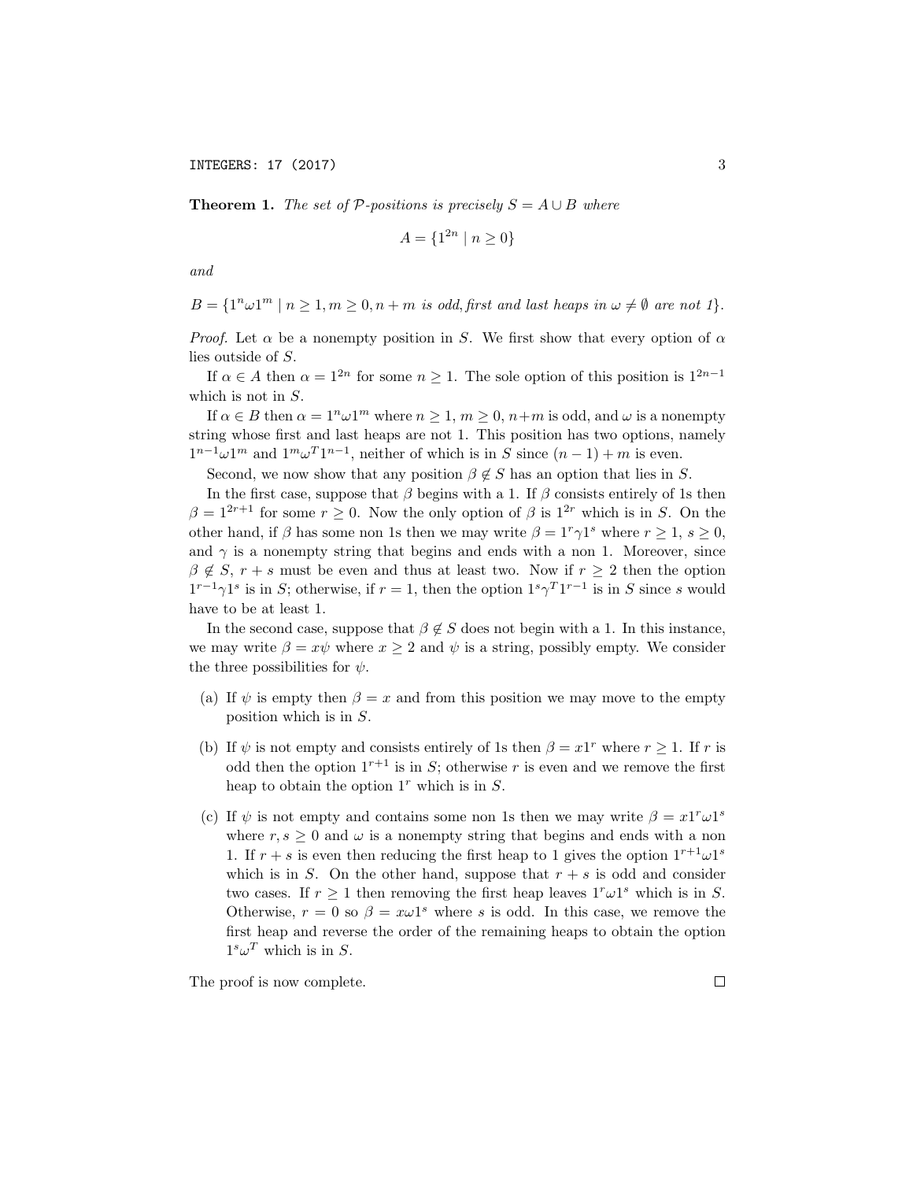**Theorem 1.** *The set of $\mathcal{P}$-positions is precisely $S = A \cup B$ where*

$$A = \{1^{2n} \mid n \geq 0\}$$

*and*

$$B = \{1^n \omega 1^m \mid n \geq 1, m \geq 0, n + m \text{ is odd, first and last heaps in } \omega \neq \emptyset \text{ are not } 1\}.$$

*Proof.* Let $\alpha$ be a nonempty position in $S$. We first show that every option of $\alpha$ lies outside of $S$.

If $\alpha \in A$ then $\alpha = 1^{2n}$ for some $n \geq 1$. The sole option of this position is $1^{2n-1}$ which is not in $S$.

If $\alpha \in B$ then $\alpha = 1^n \omega 1^m$ where $n \geq 1$, $m \geq 0$, $n+m$ is odd, and $\omega$ is a nonempty string whose first and last heaps are not 1. This position has two options, namely $1^{n-1}\omega 1^m$ and $1^m \omega^T 1^{n-1}$, neither of which is in $S$ since $(n-1)+m$ is even.

Second, we now show that any position $\beta \notin S$ has an option that lies in $S$.

In the first case, suppose that $\beta$ begins with a 1. If $\beta$ consists entirely of 1s then $\beta = 1^{2r+1}$ for some $r \geq 0$. Now the only option of $\beta$ is $1^{2r}$ which is in $S$. On the other hand, if $\beta$ has some non 1s then we may write $\beta = 1^r \gamma 1^s$ where $r \geq 1$, $s \geq 0$, and $\gamma$ is a nonempty string that begins and ends with a non 1. Moreover, since $\beta \notin S$, $r+s$ must be even and thus at least two. Now if $r \geq 2$ then the option $1^{r-1}\gamma 1^s$ is in $S$; otherwise, if $r = 1$, then the option $1^s \gamma^T 1^{r-1}$ is in $S$ since $s$ would have to be at least 1.

In the second case, suppose that $\beta \notin S$ does not begin with a 1. In this instance, we may write $\beta = x\psi$ where $x \geq 2$ and $\psi$ is a string, possibly empty. We consider the three possibilities for $\psi$.

(a) If $\psi$ is empty then $\beta = x$ and from this position we may move to the empty position which is in $S$.

(b) If $\psi$ is not empty and consists entirely of 1s then $\beta = x1^r$ where $r \geq 1$. If $r$ is odd then the option $1^{r+1}$ is in $S$; otherwise $r$ is even and we remove the first heap to obtain the option $1^r$ which is in $S$.

(c) If $\psi$ is not empty and contains some non 1s then we may write $\beta = x1^r\omega 1^s$ where $r, s \geq 0$ and $\omega$ is a nonempty string that begins and ends with a non 1. If $r+s$ is even then reducing the first heap to 1 gives the option $1^{r+1}\omega 1^s$ which is in $S$. On the other hand, suppose that $r+s$ is odd and consider two cases. If $r \geq 1$ then removing the first heap leaves $1^r \omega 1^s$ which is in $S$. Otherwise, $r = 0$ so $\beta = x\omega 1^s$ where $s$ is odd. In this case, we remove the first heap and reverse the order of the remaining heaps to obtain the option $1^s \omega^T$ which is in $S$.

The proof is now complete. □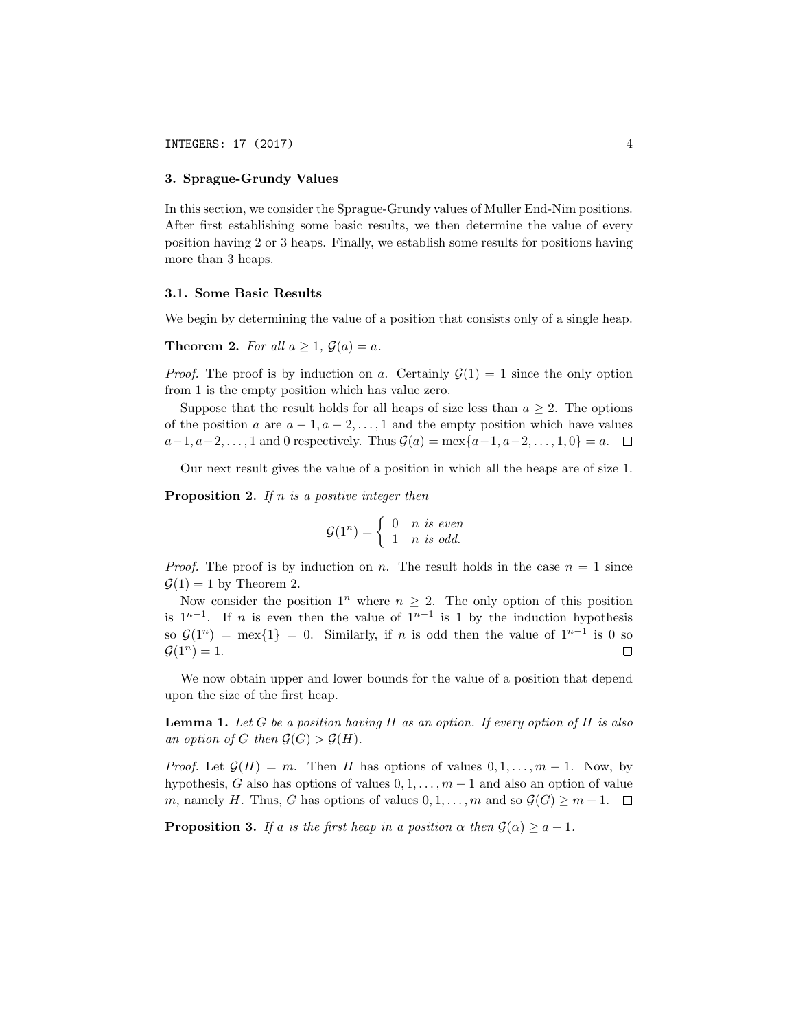## 3. Sprague-Grundy Values

In this section, we consider the Sprague-Grundy values of Muller End-Nim positions. After first establishing some basic results, we then determine the value of every position having 2 or 3 heaps. Finally, we establish some results for positions having more than 3 heaps.

### 3.1. Some Basic Results

We begin by determining the value of a position that consists only of a single heap.

**Theorem 2.** *For all $a \geq 1$, $\mathcal{G}(a) = a$.*

*Proof.* The proof is by induction on $a$. Certainly $\mathcal{G}(1) = 1$ since the only option from 1 is the empty position which has value zero.

Suppose that the result holds for all heaps of size less than $a \geq 2$. The options of the position $a$ are $a-1, a-2, \ldots, 1$ and the empty position which have values $a-1, a-2, \ldots, 1$ and 0 respectively. Thus $\mathcal{G}(a) = \text{mex}\{a-1, a-2, \ldots, 1, 0\} = a$. $\square$

Our next result gives the value of a position in which all the heaps are of size 1.

**Proposition 2.** *If $n$ is a positive integer then*

$$\mathcal{G}(1^n) = \begin{cases} 0 & n \text{ is even} \\ 1 & n \text{ is odd.} \end{cases}$$

*Proof.* The proof is by induction on $n$. The result holds in the case $n = 1$ since $\mathcal{G}(1) = 1$ by Theorem 2.

Now consider the position $1^n$ where $n \geq 2$. The only option of this position is $1^{n-1}$. If $n$ is even then the value of $1^{n-1}$ is 1 by the induction hypothesis so $\mathcal{G}(1^n) = \text{mex}\{1\} = 0$. Similarly, if $n$ is odd then the value of $1^{n-1}$ is 0 so $\mathcal{G}(1^n) = 1$. $\square$

We now obtain upper and lower bounds for the value of a position that depend upon the size of the first heap.

**Lemma 1.** *Let $G$ be a position having $H$ as an option. If every option of $H$ is also an option of $G$ then $\mathcal{G}(G) > \mathcal{G}(H)$.*

*Proof.* Let $\mathcal{G}(H) = m$. Then $H$ has options of values $0, 1, \ldots, m-1$. Now, by hypothesis, $G$ also has options of values $0, 1, \ldots, m-1$ and also an option of value $m$, namely $H$. Thus, $G$ has options of values $0, 1, \ldots, m$ and so $\mathcal{G}(G) \geq m+1$. $\square$

**Proposition 3.** *If $a$ is the first heap in a position $\alpha$ then $\mathcal{G}(\alpha) \geq a - 1$.*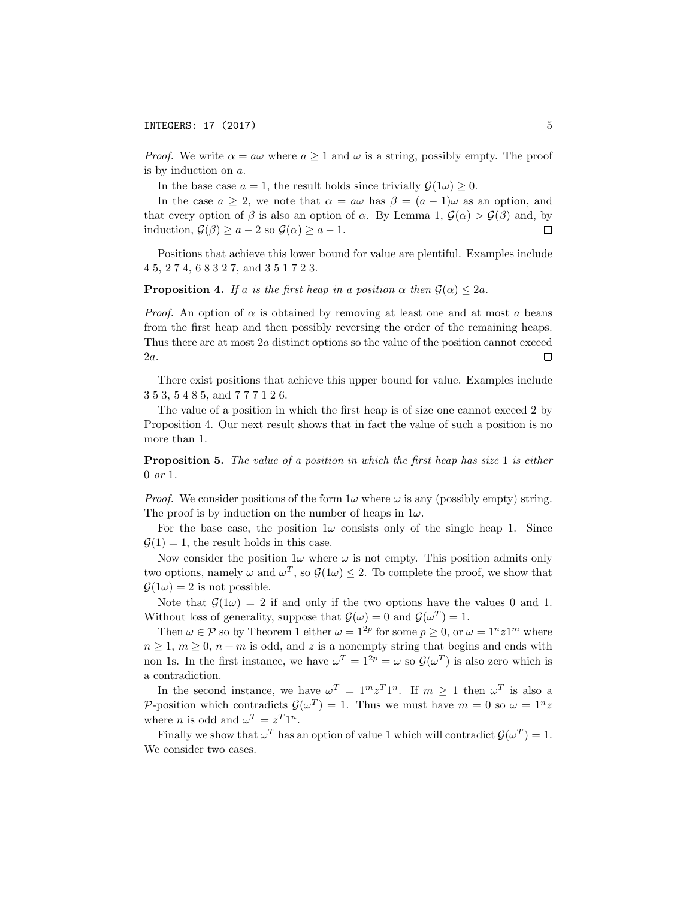*Proof.* We write $\alpha = a\omega$ where $a \geq 1$ and $\omega$ is a string, possibly empty. The proof is by induction on $a$.

In the base case $a = 1$, the result holds since trivially $\mathcal{G}(1\omega) \geq 0$.

In the case $a \geq 2$, we note that $\alpha = a\omega$ has $\beta = (a-1)\omega$ as an option, and that every option of $\beta$ is also an option of $\alpha$. By Lemma 1, $\mathcal{G}(\alpha) > \mathcal{G}(\beta)$ and, by induction, $\mathcal{G}(\beta) \geq a - 2$ so $\mathcal{G}(\alpha) \geq a - 1$. $\square$

Positions that achieve this lower bound for value are plentiful. Examples include 4 5, 2 7 4, 6 8 3 2 7, and 3 5 1 7 2 3.

**Proposition 4.** *If $a$ is the first heap in a position $\alpha$ then $\mathcal{G}(\alpha) \leq 2a$.*

*Proof.* An option of $\alpha$ is obtained by removing at least one and at most $a$ beans from the first heap and then possibly reversing the order of the remaining heaps. Thus there are at most $2a$ distinct options so the value of the position cannot exceed $2a$. $\square$

There exist positions that achieve this upper bound for value. Examples include 3 5 3, 5 4 8 5, and 7 7 7 1 2 6.

The value of a position in which the first heap is of size one cannot exceed 2 by Proposition 4. Our next result shows that in fact the value of such a position is no more than 1.

**Proposition 5.** *The value of a position in which the first heap has size 1 is either 0 or 1.*

*Proof.* We consider positions of the form $1\omega$ where $\omega$ is any (possibly empty) string. The proof is by induction on the number of heaps in $1\omega$.

For the base case, the position $1\omega$ consists only of the single heap 1. Since $\mathcal{G}(1) = 1$, the result holds in this case.

Now consider the position $1\omega$ where $\omega$ is not empty. This position admits only two options, namely $\omega$ and $\omega^T$, so $\mathcal{G}(1\omega) \leq 2$. To complete the proof, we show that $\mathcal{G}(1\omega) = 2$ is not possible.

Note that $\mathcal{G}(1\omega) = 2$ if and only if the two options have the values 0 and 1. Without loss of generality, suppose that $\mathcal{G}(\omega) = 0$ and $\mathcal{G}(\omega^T) = 1$.

Then $\omega \in \mathcal{P}$ so by Theorem 1 either $\omega = 1^{2p}$ for some $p \geq 0$, or $\omega = 1^n z 1^m$ where $n \geq 1$, $m \geq 0$, $n + m$ is odd, and $z$ is a nonempty string that begins and ends with non 1s. In the first instance, we have $\omega^T = 1^{2p} = \omega$ so $\mathcal{G}(\omega^T)$ is also zero which is a contradiction.

In the second instance, we have $\omega^T = 1^m z^T 1^n$. If $m \geq 1$ then $\omega^T$ is also a $\mathcal{P}$-position which contradicts $\mathcal{G}(\omega^T) = 1$. Thus we must have $m = 0$ so $\omega = 1^n z$ where $n$ is odd and $\omega^T = z^T 1^n$.

Finally we show that $\omega^T$ has an option of value 1 which will contradict $\mathcal{G}(\omega^T) = 1$. We consider two cases.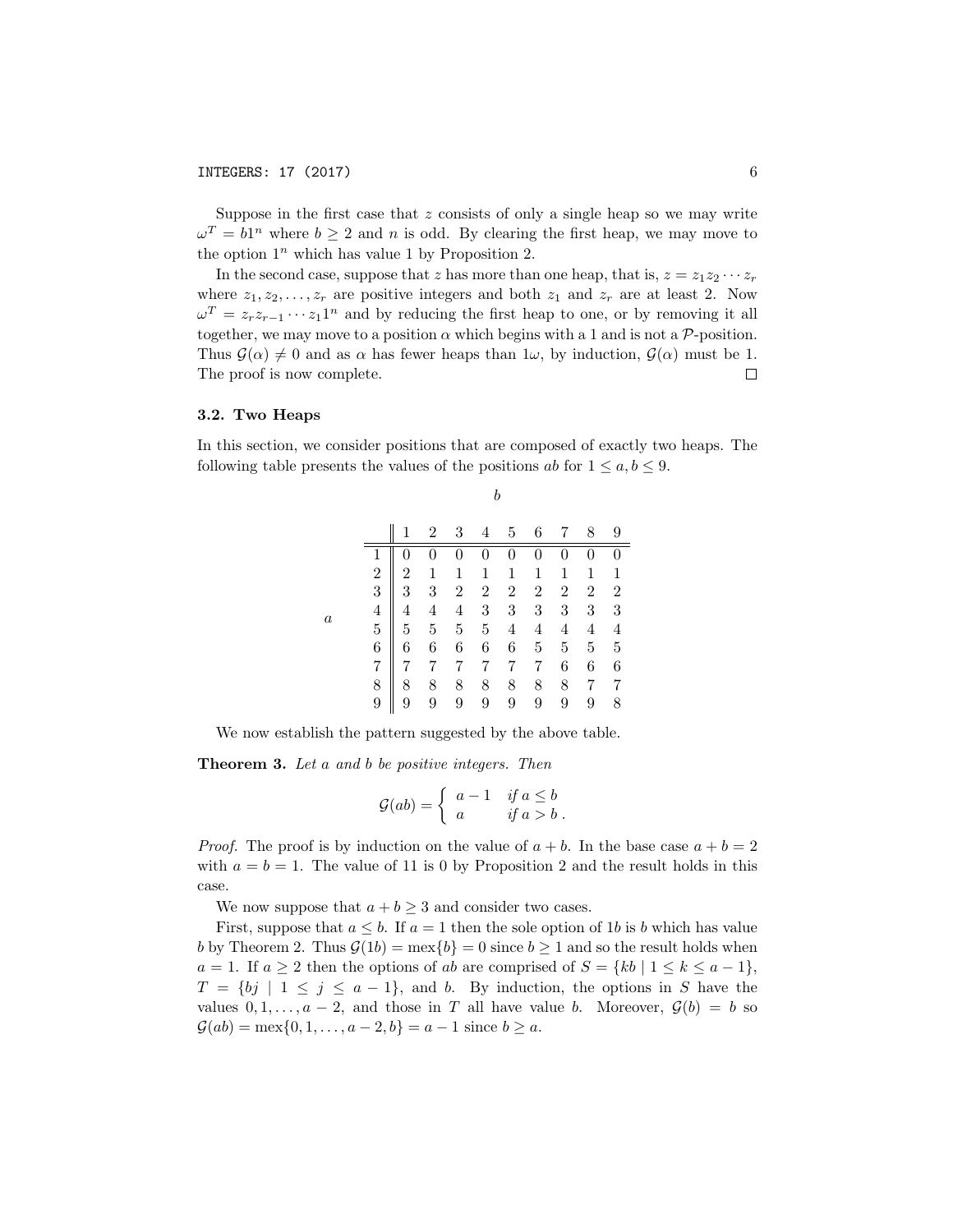Suppose in the first case that $z$ consists of only a single heap so we may write $\omega^T = b1^n$ where $b \geq 2$ and $n$ is odd. By clearing the first heap, we may move to the option $1^n$ which has value 1 by Proposition 2.

In the second case, suppose that $z$ has more than one heap, that is, $z = z_1 z_2 \cdots z_r$ where $z_1, z_2, \ldots, z_r$ are positive integers and both $z_1$ and $z_r$ are at least 2. Now $\omega^T = z_r z_{r-1} \cdots z_1 1^n$ and by reducing the first heap to one, or by removing it all together, we may move to a position $\alpha$ which begins with a 1 and is not a $\mathcal{P}$-position. Thus $\mathcal{G}(\alpha) \neq 0$ and as $\alpha$ has fewer heaps than $1\omega$, by induction, $\mathcal{G}(\alpha)$ must be 1. The proof is now complete. □

### 3.2. Two Heaps

In this section, we consider positions that are composed of exactly two heaps. The following table presents the values of the positions $ab$ for $1 \leq a, b \leq 9$.

| $a \backslash b$ | 1 | 2 | 3 | 4 | 5 | 6 | 7 | 8 | 9 |
|---|---|---|---|---|---|---|---|---|---|
| 1 | 0 | 0 | 0 | 0 | 0 | 0 | 0 | 0 | 0 |
| 2 | 2 | 1 | 1 | 1 | 1 | 1 | 1 | 1 | 1 |
| 3 | 3 | 3 | 2 | 2 | 2 | 2 | 2 | 2 | 2 |
| 4 | 4 | 4 | 4 | 3 | 3 | 3 | 3 | 3 | 3 |
| 5 | 5 | 5 | 5 | 5 | 4 | 4 | 4 | 4 | 4 |
| 6 | 6 | 6 | 6 | 6 | 6 | 5 | 5 | 5 | 5 |
| 7 | 7 | 7 | 7 | 7 | 7 | 7 | 6 | 6 | 6 |
| 8 | 8 | 8 | 8 | 8 | 8 | 8 | 8 | 7 | 7 |
| 9 | 9 | 9 | 9 | 9 | 9 | 9 | 9 | 9 | 8 |

We now establish the pattern suggested by the above table.

**Theorem 3.** *Let $a$ and $b$ be positive integers. Then*

$$\mathcal{G}(ab) = \begin{cases} a-1 & \text{if } a \leq b \\ a & \text{if } a > b \,. \end{cases}$$

*Proof.* The proof is by induction on the value of $a+b$. In the base case $a+b=2$ with $a=b=1$. The value of 11 is 0 by Proposition 2 and the result holds in this case.

We now suppose that $a+b \geq 3$ and consider two cases.

First, suppose that $a \leq b$. If $a=1$ then the sole option of $1b$ is $b$ which has value $b$ by Theorem 2. Thus $\mathcal{G}(1b) = \text{mex}\{b\} = 0$ since $b \geq 1$ and so the result holds when $a=1$. If $a \geq 2$ then the options of $ab$ are comprised of $S = \{kb \mid 1 \leq k \leq a-1\}$, $T = \{bj \mid 1 \leq j \leq a-1\}$, and $b$. By induction, the options in $S$ have the values $0, 1, \ldots, a-2$, and those in $T$ all have value $b$. Moreover, $\mathcal{G}(b) = b$ so $\mathcal{G}(ab) = \text{mex}\{0, 1, \ldots, a-2, b\} = a-1$ since $b \geq a$.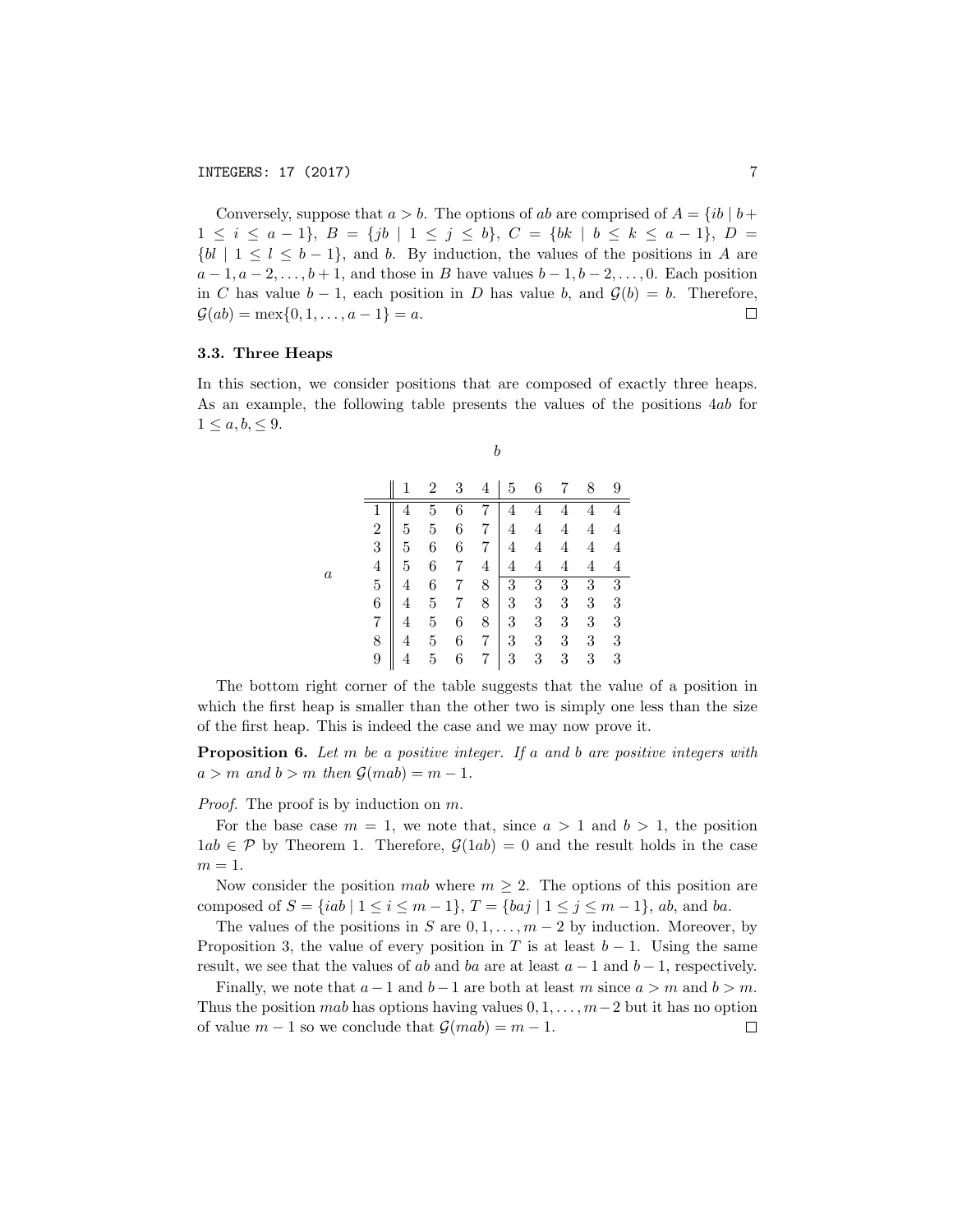Conversely, suppose that $a > b$. The options of $ab$ are comprised of $A = \{ib \mid b+1 \leq i \leq a-1\}$, $B = \{jb \mid 1 \leq j \leq b\}$, $C = \{bk \mid b \leq k \leq a-1\}$, $D = \{bl \mid 1 \leq l \leq b-1\}$, and $b$. By induction, the values of the positions in $A$ are $a-1, a-2, \ldots, b+1$, and those in $B$ have values $b-1, b-2, \ldots, 0$. Each position in $C$ has value $b-1$, each position in $D$ has value $b$, and $\mathcal{G}(b) = b$. Therefore, $\mathcal{G}(ab) = \text{mex}\{0, 1, \ldots, a-1\} = a$. □

### 3.3. Three Heaps

In this section, we consider positions that are composed of exactly three heaps. As an example, the following table presents the values of the positions $4ab$ for $1 \leq a, b, \leq 9$.

| $a$ \ $b$ | 1 | 2 | 3 | 4 | 5 | 6 | 7 | 8 | 9 |
|---|---|---|---|---|---|---|---|---|---|
| 1 | 4 | 5 | 6 | 7 | 4 | 4 | 4 | 4 | 4 |
| 2 | 5 | 5 | 6 | 7 | 4 | 4 | 4 | 4 | 4 |
| 3 | 5 | 6 | 6 | 7 | 4 | 4 | 4 | 4 | 4 |
| 4 | 5 | 6 | 7 | 4 | 4 | 4 | 4 | 4 | 4 |
| 5 | 4 | 6 | 7 | 8 | 3 | 3 | 3 | 3 | 3 |
| 6 | 4 | 5 | 7 | 8 | 3 | 3 | 3 | 3 | 3 |
| 7 | 4 | 5 | 6 | 8 | 3 | 3 | 3 | 3 | 3 |
| 8 | 4 | 5 | 6 | 7 | 3 | 3 | 3 | 3 | 3 |
| 9 | 4 | 5 | 6 | 7 | 3 | 3 | 3 | 3 | 3 |

The bottom right corner of the table suggests that the value of a position in which the first heap is smaller than the other two is simply one less than the size of the first heap. This is indeed the case and we may now prove it.

**Proposition 6.** *Let $m$ be a positive integer. If $a$ and $b$ are positive integers with $a > m$ and $b > m$ then $\mathcal{G}(mab) = m - 1$.*

*Proof.* The proof is by induction on $m$.

For the base case $m = 1$, we note that, since $a > 1$ and $b > 1$, the position $1ab \in \mathcal{P}$ by Theorem 1. Therefore, $\mathcal{G}(1ab) = 0$ and the result holds in the case $m = 1$.

Now consider the position $mab$ where $m \geq 2$. The options of this position are composed of $S = \{iab \mid 1 \leq i \leq m-1\}$, $T = \{baj \mid 1 \leq j \leq m-1\}$, $ab$, and $ba$.

The values of the positions in $S$ are $0, 1, \ldots, m-2$ by induction. Moreover, by Proposition 3, the value of every position in $T$ is at least $b-1$. Using the same result, we see that the values of $ab$ and $ba$ are at least $a-1$ and $b-1$, respectively.

Finally, we note that $a-1$ and $b-1$ are both at least $m$ since $a > m$ and $b > m$. Thus the position $mab$ has options having values $0, 1, \ldots, m-2$ but it has no option of value $m-1$ so we conclude that $\mathcal{G}(mab) = m-1$. □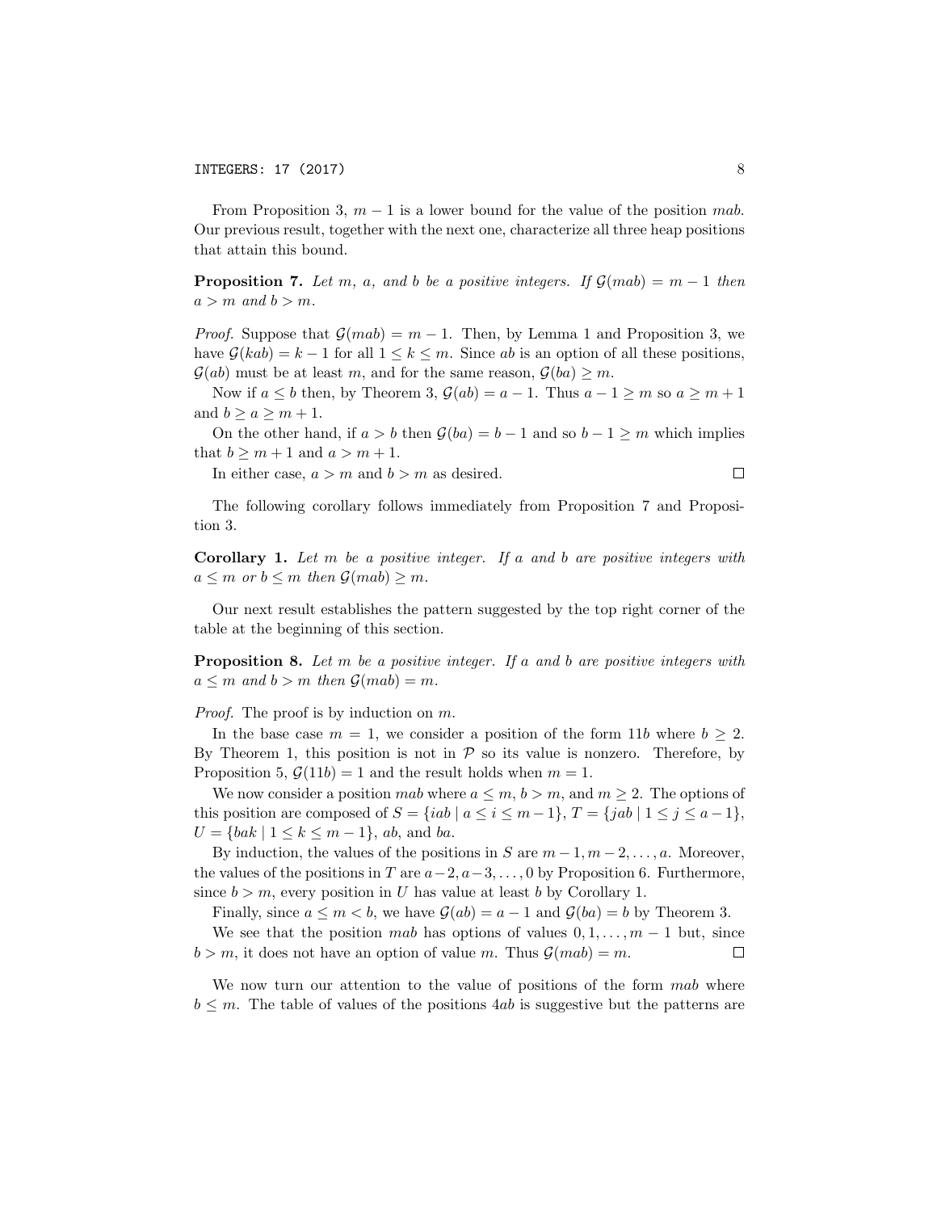From Proposition 3, $m-1$ is a lower bound for the value of the position $mab$. Our previous result, together with the next one, characterize all three heap positions that attain this bound.

**Proposition 7.** *Let $m$, $a$, and $b$ be a positive integers. If $\mathcal{G}(mab) = m-1$ then $a > m$ and $b > m$.*

*Proof.* Suppose that $\mathcal{G}(mab) = m-1$. Then, by Lemma 1 and Proposition 3, we have $\mathcal{G}(kab) = k-1$ for all $1 \le k \le m$. Since $ab$ is an option of all these positions, $\mathcal{G}(ab)$ must be at least $m$, and for the same reason, $\mathcal{G}(ba) \ge m$.

Now if $a \le b$ then, by Theorem 3, $\mathcal{G}(ab) = a-1$. Thus $a-1 \ge m$ so $a \ge m+1$ and $b \ge a \ge m+1$.

On the other hand, if $a > b$ then $\mathcal{G}(ba) = b-1$ and so $b-1 \ge m$ which implies that $b \ge m+1$ and $a > m+1$.

In either case, $a > m$ and $b > m$ as desired. □

The following corollary follows immediately from Proposition 7 and Proposition 3.

**Corollary 1.** *Let $m$ be a positive integer. If $a$ and $b$ are positive integers with $a \le m$ or $b \le m$ then $\mathcal{G}(mab) \ge m$.*

Our next result establishes the pattern suggested by the top right corner of the table at the beginning of this section.

**Proposition 8.** *Let $m$ be a positive integer. If $a$ and $b$ are positive integers with $a \le m$ and $b > m$ then $\mathcal{G}(mab) = m$.*

*Proof.* The proof is by induction on $m$.

In the base case $m = 1$, we consider a position of the form $11b$ where $b \ge 2$. By Theorem 1, this position is not in $\mathcal{P}$ so its value is nonzero. Therefore, by Proposition 5, $\mathcal{G}(11b) = 1$ and the result holds when $m = 1$.

We now consider a position $mab$ where $a \le m$, $b > m$, and $m \ge 2$. The options of this position are composed of $S = \{iab \mid a \le i \le m-1\}$, $T = \{jab \mid 1 \le j \le a-1\}$, $U = \{bak \mid 1 \le k \le m-1\}$, $ab$, and $ba$.

By induction, the values of the positions in $S$ are $m-1, m-2, \ldots, a$. Moreover, the values of the positions in $T$ are $a-2, a-3, \ldots, 0$ by Proposition 6. Furthermore, since $b > m$, every position in $U$ has value at least $b$ by Corollary 1.

Finally, since $a \le m < b$, we have $\mathcal{G}(ab) = a-1$ and $\mathcal{G}(ba) = b$ by Theorem 3.

We see that the position $mab$ has options of values $0, 1, \ldots, m-1$ but, since $b > m$, it does not have an option of value $m$. Thus $\mathcal{G}(mab) = m$. □

We now turn our attention to the value of positions of the form $mab$ where $b \le m$. The table of values of the positions $4ab$ is suggestive but the patterns are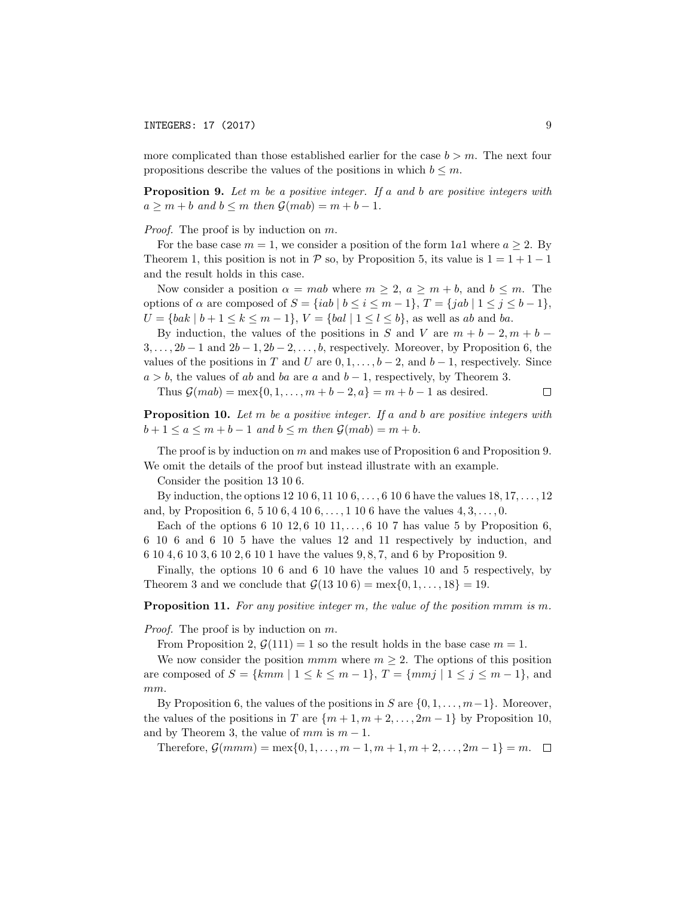more complicated than those established earlier for the case $b > m$. The next four propositions describe the values of the positions in which $b \leq m$.

**Proposition 9.** *Let $m$ be a positive integer. If $a$ and $b$ are positive integers with $a \geq m + b$ and $b \leq m$ then $\mathcal{G}(mab) = m + b - 1$.*

*Proof.* The proof is by induction on $m$.

For the base case $m = 1$, we consider a position of the form $1a1$ where $a \geq 2$. By Theorem 1, this position is not in $\mathcal{P}$ so, by Proposition 5, its value is $1 = 1 + 1 - 1$ and the result holds in this case.

Now consider a position $\alpha = mab$ where $m \geq 2$, $a \geq m + b$, and $b \leq m$. The options of $\alpha$ are composed of $S = \{iab \mid b \leq i \leq m - 1\}$, $T = \{jab \mid 1 \leq j \leq b - 1\}$, $U = \{bak \mid b + 1 \leq k \leq m - 1\}$, $V = \{bal \mid 1 \leq l \leq b\}$, as well as $ab$ and $ba$.

By induction, the values of the positions in $S$ and $V$ are $m + b - 2, m + b - 3, \ldots, 2b - 1$ and $2b - 1, 2b - 2, \ldots, b$, respectively. Moreover, by Proposition 6, the values of the positions in $T$ and $U$ are $0, 1, \ldots, b - 2$, and $b - 1$, respectively. Since $a > b$, the values of $ab$ and $ba$ are $a$ and $b - 1$, respectively, by Theorem 3.

Thus $\mathcal{G}(mab) = \text{mex}\{0, 1, \ldots, m + b - 2, a\} = m + b - 1$ as desired. $\square$

**Proposition 10.** *Let $m$ be a positive integer. If $a$ and $b$ are positive integers with $b + 1 \leq a \leq m + b - 1$ and $b \leq m$ then $\mathcal{G}(mab) = m + b$.*

The proof is by induction on $m$ and makes use of Proposition 6 and Proposition 9. We omit the details of the proof but instead illustrate with an example.

Consider the position 13 10 6.

By induction, the options $12\ 10\ 6, 11\ 10\ 6, \ldots, 6\ 10\ 6$ have the values $18, 17, \ldots, 12$ and, by Proposition 6, $5\ 10\ 6, 4\ 10\ 6, \ldots, 1\ 10\ 6$ have the values $4, 3, \ldots, 0$.

Each of the options $6\ 10\ 12, 6\ 10\ 11, \ldots, 6\ 10\ 7$ has value 5 by Proposition 6, 6 10 6 and 6 10 5 have the values 12 and 11 respectively by induction, and $6\ 10\ 4, 6\ 10\ 3, 6\ 10\ 2, 6\ 10\ 1$ have the values $9, 8, 7$, and 6 by Proposition 9.

Finally, the options 10 6 and 6 10 have the values 10 and 5 respectively, by Theorem 3 and we conclude that $\mathcal{G}(13\ 10\ 6) = \text{mex}\{0, 1, \ldots, 18\} = 19$.

**Proposition 11.** *For any positive integer $m$, the value of the position $mmm$ is $m$.*

*Proof.* The proof is by induction on $m$.

From Proposition 2, $\mathcal{G}(111) = 1$ so the result holds in the base case $m = 1$.

We now consider the position $mmm$ where $m \geq 2$. The options of this position are composed of $S = \{kmm \mid 1 \leq k \leq m - 1\}$, $T = \{mmj \mid 1 \leq j \leq m - 1\}$, and $mm$.

By Proposition 6, the values of the positions in $S$ are $\{0, 1, \ldots, m-1\}$. Moreover, the values of the positions in $T$ are $\{m + 1, m + 2, \ldots, 2m - 1\}$ by Proposition 10, and by Theorem 3, the value of $mm$ is $m - 1$.

Therefore, $\mathcal{G}(mmm) = \text{mex}\{0, 1, \ldots, m - 1, m + 1, m + 2, \ldots, 2m - 1\} = m$. $\square$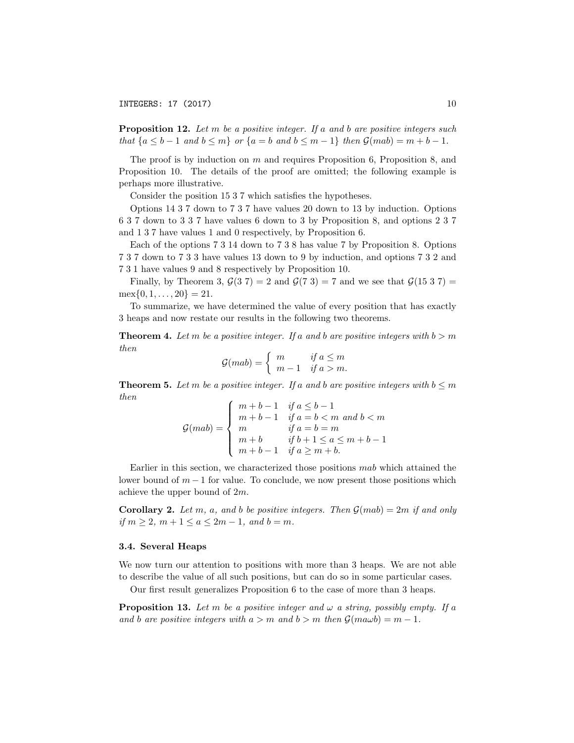**Proposition 12.** *Let $m$ be a positive integer. If $a$ and $b$ are positive integers such that $\{a \leq b-1$ and $b \leq m\}$ or $\{a = b$ and $b \leq m-1\}$ then $\mathcal{G}(mab) = m+b-1$.*

The proof is by induction on $m$ and requires Proposition 6, Proposition 8, and Proposition 10. The details of the proof are omitted; the following example is perhaps more illustrative.

Consider the position 15 3 7 which satisfies the hypotheses.

Options 14 3 7 down to 7 3 7 have values 20 down to 13 by induction. Options 6 3 7 down to 3 3 7 have values 6 down to 3 by Proposition 8, and options 2 3 7 and 1 3 7 have values 1 and 0 respectively, by Proposition 6.

Each of the options 7 3 14 down to 7 3 8 has value 7 by Proposition 8. Options 7 3 7 down to 7 3 3 have values 13 down to 9 by induction, and options 7 3 2 and 7 3 1 have values 9 and 8 respectively by Proposition 10.

Finally, by Theorem 3, $\mathcal{G}(3\ 7) = 2$ and $\mathcal{G}(7\ 3) = 7$ and we see that $\mathcal{G}(15\ 3\ 7) = \text{mex}\{0, 1, \ldots, 20\} = 21$.

To summarize, we have determined the value of every position that has exactly 3 heaps and now restate our results in the following two theorems.

**Theorem 4.** *Let $m$ be a positive integer. If $a$ and $b$ are positive integers with $b > m$ then*

$$\mathcal{G}(mab) = \begin{cases} m & \text{if } a \leq m \\ m-1 & \text{if } a > m. \end{cases}$$

**Theorem 5.** *Let $m$ be a positive integer. If $a$ and $b$ are positive integers with $b \leq m$ then*

$$\mathcal{G}(mab) = \begin{cases} m+b-1 & \text{if } a \leq b-1 \\ m+b-1 & \text{if } a = b < m \text{ and } b < m \\ m & \text{if } a = b = m \\ m+b & \text{if } b+1 \leq a \leq m+b-1 \\ m+b-1 & \text{if } a \geq m+b. \end{cases}$$

Earlier in this section, we characterized those positions $mab$ which attained the lower bound of $m-1$ for value. To conclude, we now present those positions which achieve the upper bound of $2m$.

**Corollary 2.** *Let $m$, $a$, and $b$ be positive integers. Then $\mathcal{G}(mab) = 2m$ if and only if $m \geq 2$, $m+1 \leq a \leq 2m-1$, and $b = m$.*

### 3.4. Several Heaps

We now turn our attention to positions with more than 3 heaps. We are not able to describe the value of all such positions, but can do so in some particular cases.

Our first result generalizes Proposition 6 to the case of more than 3 heaps.

**Proposition 13.** *Let $m$ be a positive integer and $\omega$ a string, possibly empty. If $a$ and $b$ are positive integers with $a > m$ and $b > m$ then $\mathcal{G}(ma\omega b) = m-1$.*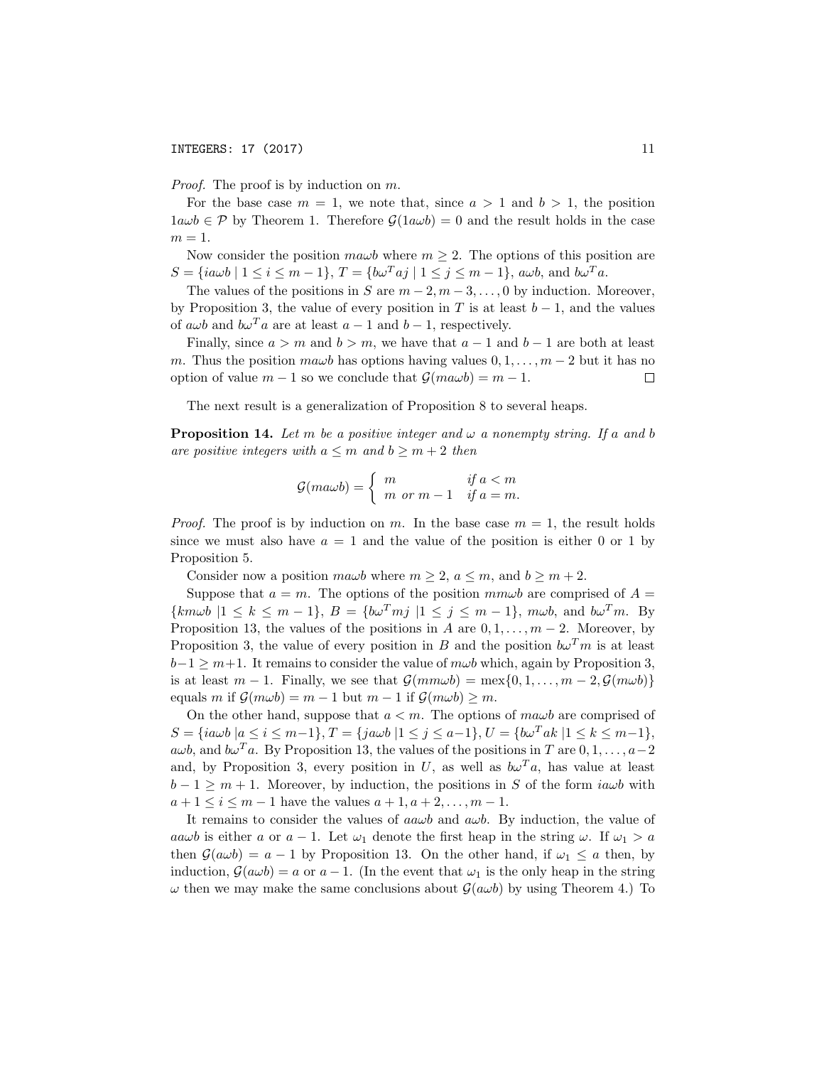*Proof.* The proof is by induction on $m$.

For the base case $m = 1$, we note that, since $a > 1$ and $b > 1$, the position $1a\omega b \in \mathcal{P}$ by Theorem 1. Therefore $\mathcal{G}(1a\omega b) = 0$ and the result holds in the case $m = 1$.

Now consider the position $ma\omega b$ where $m \geq 2$. The options of this position are $S = \{ia\omega b \mid 1 \leq i \leq m-1\}$, $T = \{b\omega^T aj \mid 1 \leq j \leq m-1\}$, $a\omega b$, and $b\omega^T a$.

The values of the positions in $S$ are $m-2, m-3, \ldots, 0$ by induction. Moreover, by Proposition 3, the value of every position in $T$ is at least $b-1$, and the values of $a\omega b$ and $b\omega^T a$ are at least $a-1$ and $b-1$, respectively.

Finally, since $a > m$ and $b > m$, we have that $a-1$ and $b-1$ are both at least $m$. Thus the position $ma\omega b$ has options having values $0, 1, \ldots, m-2$ but it has no option of value $m-1$ so we conclude that $\mathcal{G}(ma\omega b) = m-1$. □

The next result is a generalization of Proposition 8 to several heaps.

**Proposition 14.** *Let $m$ be a positive integer and $\omega$ a nonempty string. If $a$ and $b$ are positive integers with $a \leq m$ and $b \geq m+2$ then*

$$\mathcal{G}(ma\omega b) = \begin{cases} m & \text{if } a < m \\ m \text{ or } m-1 & \text{if } a = m. \end{cases}$$

*Proof.* The proof is by induction on $m$. In the base case $m = 1$, the result holds since we must also have $a = 1$ and the value of the position is either 0 or 1 by Proposition 5.

Consider now a position $ma\omega b$ where $m \geq 2$, $a \leq m$, and $b \geq m+2$.

Suppose that $a = m$. The options of the position $mm\omega b$ are comprised of $A = \{km\omega b \mid 1 \leq k \leq m-1\}$, $B = \{b\omega^T mj \mid 1 \leq j \leq m-1\}$, $m\omega b$, and $b\omega^T m$. By Proposition 13, the values of the positions in $A$ are $0, 1, \ldots, m-2$. Moreover, by Proposition 3, the value of every position in $B$ and the position $b\omega^T m$ is at least $b-1 \geq m+1$. It remains to consider the value of $m\omega b$ which, again by Proposition 3, is at least $m-1$. Finally, we see that $\mathcal{G}(mm\omega b) = \text{mex}\{0, 1, \ldots, m-2, \mathcal{G}(m\omega b)\}$ equals $m$ if $\mathcal{G}(m\omega b) = m-1$ but $m-1$ if $\mathcal{G}(m\omega b) \geq m$.

On the other hand, suppose that $a < m$. The options of $ma\omega b$ are comprised of $S = \{ia\omega b \mid a \leq i \leq m-1\}$, $T = \{ja\omega b \mid 1 \leq j \leq a-1\}$, $U = \{b\omega^T ak \mid 1 \leq k \leq m-1\}$, $a\omega b$, and $b\omega^T a$. By Proposition 13, the values of the positions in $T$ are $0, 1, \ldots, a-2$ and, by Proposition 3, every position in $U$, as well as $b\omega^T a$, has value at least $b-1 \geq m+1$. Moreover, by induction, the positions in $S$ of the form $ia\omega b$ with $a+1 \leq i \leq m-1$ have the values $a+1, a+2, \ldots, m-1$.

It remains to consider the values of $aa\omega b$ and $a\omega b$. By induction, the value of $aa\omega b$ is either $a$ or $a-1$. Let $\omega_1$ denote the first heap in the string $\omega$. If $\omega_1 > a$ then $\mathcal{G}(a\omega b) = a-1$ by Proposition 13. On the other hand, if $\omega_1 \leq a$ then, by induction, $\mathcal{G}(a\omega b) = a$ or $a-1$. (In the event that $\omega_1$ is the only heap in the string $\omega$ then we may make the same conclusions about $\mathcal{G}(a\omega b)$ by using Theorem 4.) To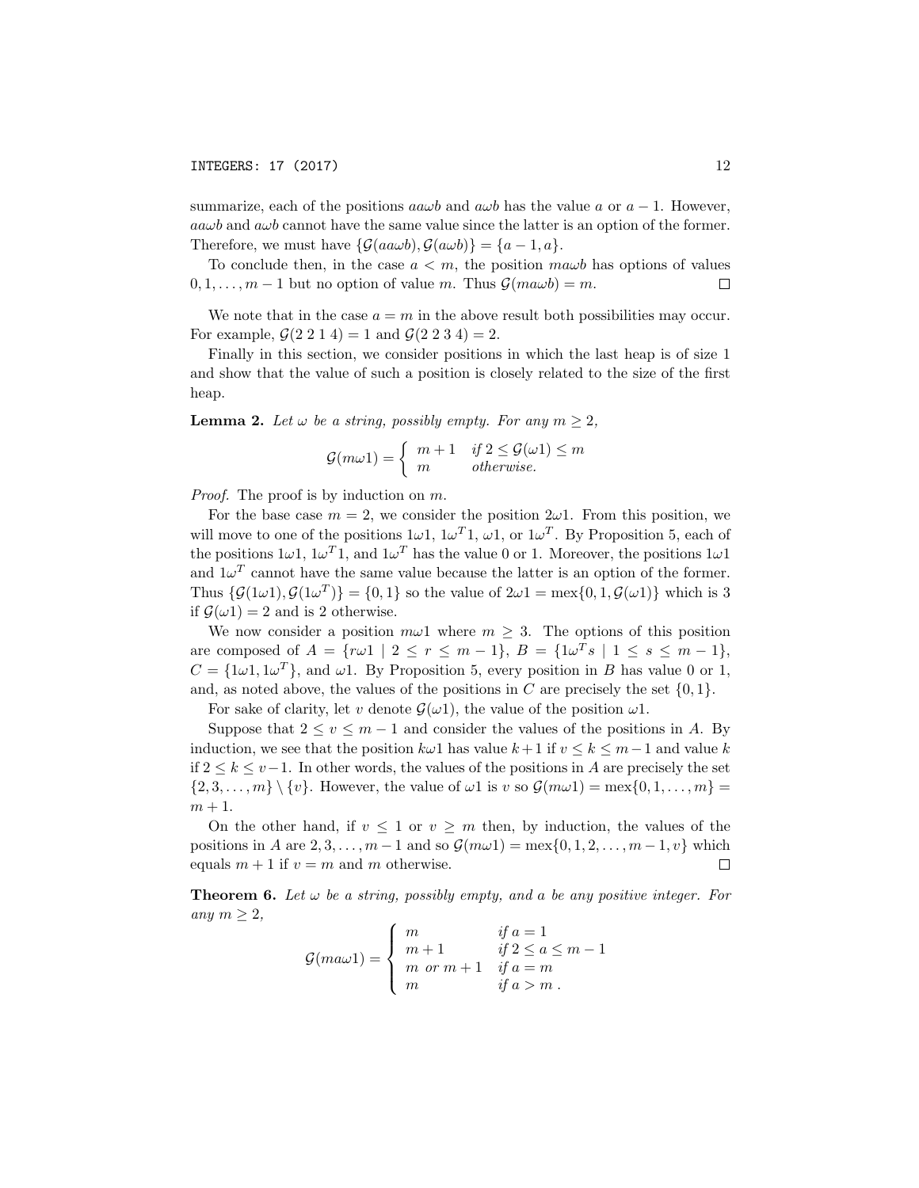summarize, each of the positions $aa\omega b$ and $a\omega b$ has the value $a$ or $a-1$. However, $aa\omega b$ and $a\omega b$ cannot have the same value since the latter is an option of the former. Therefore, we must have $\{\mathcal{G}(aa\omega b), \mathcal{G}(a\omega b)\} = \{a-1, a\}$.

To conclude then, in the case $a < m$, the position $ma\omega b$ has options of values $0, 1, \ldots, m-1$ but no option of value $m$. Thus $\mathcal{G}(ma\omega b) = m$. $\square$

We note that in the case $a = m$ in the above result both possibilities may occur. For example, $\mathcal{G}(2\ 2\ 1\ 4) = 1$ and $\mathcal{G}(2\ 2\ 3\ 4) = 2$.

Finally in this section, we consider positions in which the last heap is of size 1 and show that the value of such a position is closely related to the size of the first heap.

**Lemma 2.** *Let $\omega$ be a string, possibly empty. For any $m \geq 2$,*

$$\mathcal{G}(m\omega 1) = \begin{cases} m+1 & \text{if } 2 \leq \mathcal{G}(\omega 1) \leq m \\ m & \text{otherwise.} \end{cases}$$

*Proof.* The proof is by induction on $m$.

For the base case $m = 2$, we consider the position $2\omega 1$. From this position, we will move to one of the positions $1\omega 1$, $1\omega^T 1$, $\omega 1$, or $1\omega^T$. By Proposition 5, each of the positions $1\omega 1$, $1\omega^T 1$, and $1\omega^T$ has the value 0 or 1. Moreover, the positions $1\omega 1$ and $1\omega^T$ cannot have the same value because the latter is an option of the former. Thus $\{\mathcal{G}(1\omega 1), \mathcal{G}(1\omega^T)\} = \{0, 1\}$ so the value of $2\omega 1 = \text{mex}\{0, 1, \mathcal{G}(\omega 1)\}$ which is 3 if $\mathcal{G}(\omega 1) = 2$ and is 2 otherwise.

We now consider a position $m\omega 1$ where $m \geq 3$. The options of this position are composed of $A = \{r\omega 1 \mid 2 \leq r \leq m-1\}$, $B = \{1\omega^T s \mid 1 \leq s \leq m-1\}$, $C = \{1\omega 1, 1\omega^T\}$, and $\omega 1$. By Proposition 5, every position in $B$ has value 0 or 1, and, as noted above, the values of the positions in $C$ are precisely the set $\{0, 1\}$.

For sake of clarity, let $v$ denote $\mathcal{G}(\omega 1)$, the value of the position $\omega 1$.

Suppose that $2 \leq v \leq m-1$ and consider the values of the positions in $A$. By induction, we see that the position $k\omega 1$ has value $k+1$ if $v \leq k \leq m-1$ and value $k$ if $2 \leq k \leq v-1$. In other words, the values of the positions in $A$ are precisely the set $\{2, 3, \ldots, m\} \setminus \{v\}$. However, the value of $\omega 1$ is $v$ so $\mathcal{G}(m\omega 1) = \text{mex}\{0, 1, \ldots, m\} = m+1$.

On the other hand, if $v \leq 1$ or $v \geq m$ then, by induction, the values of the positions in $A$ are $2, 3, \ldots, m-1$ and so $\mathcal{G}(m\omega 1) = \text{mex}\{0, 1, 2, \ldots, m-1, v\}$ which equals $m+1$ if $v = m$ and $m$ otherwise. $\square$

**Theorem 6.** *Let $\omega$ be a string, possibly empty, and $a$ be any positive integer. For any $m \geq 2$,*

$$\mathcal{G}(ma\omega 1) = \begin{cases} m & \text{if } a = 1 \\ m+1 & \text{if } 2 \leq a \leq m-1 \\ m \text{ or } m+1 & \text{if } a = m \\ m & \text{if } a > m\ . \end{cases}$$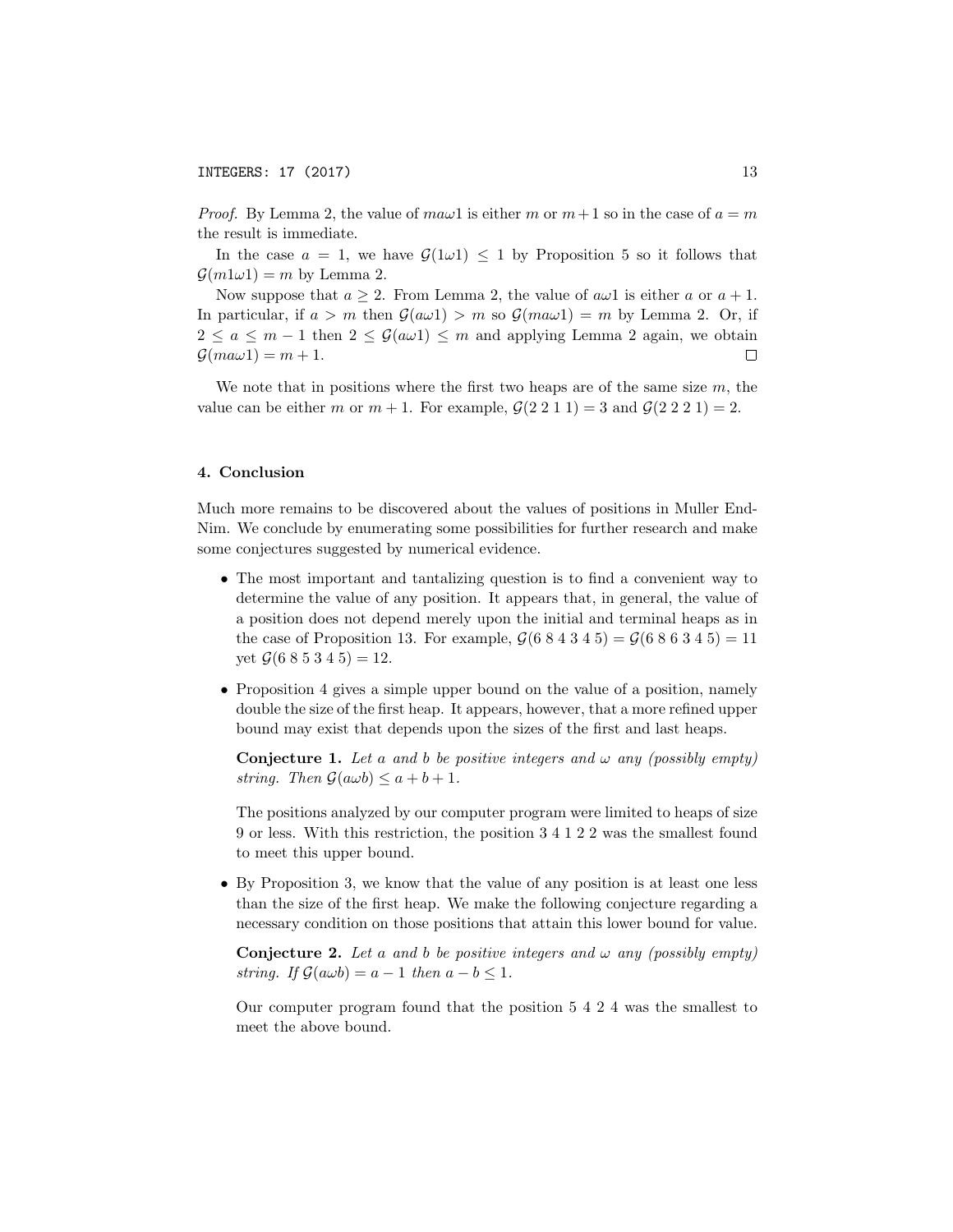*Proof.* By Lemma 2, the value of $ma\omega 1$ is either $m$ or $m+1$ so in the case of $a = m$ the result is immediate.

In the case $a = 1$, we have $\mathcal{G}(1\omega 1) \leq 1$ by Proposition 5 so it follows that $\mathcal{G}(m1\omega 1) = m$ by Lemma 2.

Now suppose that $a \geq 2$. From Lemma 2, the value of $a\omega 1$ is either $a$ or $a+1$. In particular, if $a > m$ then $\mathcal{G}(a\omega 1) > m$ so $\mathcal{G}(ma\omega 1) = m$ by Lemma 2. Or, if $2 \leq a \leq m-1$ then $2 \leq \mathcal{G}(a\omega 1) \leq m$ and applying Lemma 2 again, we obtain $\mathcal{G}(ma\omega 1) = m+1$. $\square$

We note that in positions where the first two heaps are of the same size $m$, the value can be either $m$ or $m+1$. For example, $\mathcal{G}(2\ 2\ 1\ 1) = 3$ and $\mathcal{G}(2\ 2\ 2\ 1) = 2$.

## 4. Conclusion

Much more remains to be discovered about the values of positions in Muller End-Nim. We conclude by enumerating some possibilities for further research and make some conjectures suggested by numerical evidence.

- The most important and tantalizing question is to find a convenient way to determine the value of any position. It appears that, in general, the value of a position does not depend merely upon the initial and terminal heaps as in the case of Proposition 13. For example, $\mathcal{G}(6\ 8\ 4\ 3\ 4\ 5) = \mathcal{G}(6\ 8\ 6\ 3\ 4\ 5) = 11$ yet $\mathcal{G}(6\ 8\ 5\ 3\ 4\ 5) = 12$.

- Proposition 4 gives a simple upper bound on the value of a position, namely double the size of the first heap. It appears, however, that a more refined upper bound may exist that depends upon the sizes of the first and last heaps.

  **Conjecture 1.** *Let $a$ and $b$ be positive integers and $\omega$ any (possibly empty) string. Then $\mathcal{G}(a\omega b) \leq a + b + 1$.*

  The positions analyzed by our computer program were limited to heaps of size 9 or less. With this restriction, the position 3 4 1 2 2 was the smallest found to meet this upper bound.

- By Proposition 3, we know that the value of any position is at least one less than the size of the first heap. We make the following conjecture regarding a necessary condition on those positions that attain this lower bound for value.

  **Conjecture 2.** *Let $a$ and $b$ be positive integers and $\omega$ any (possibly empty) string. If $\mathcal{G}(a\omega b) = a - 1$ then $a - b \leq 1$.*

  Our computer program found that the position 5 4 2 4 was the smallest to meet the above bound.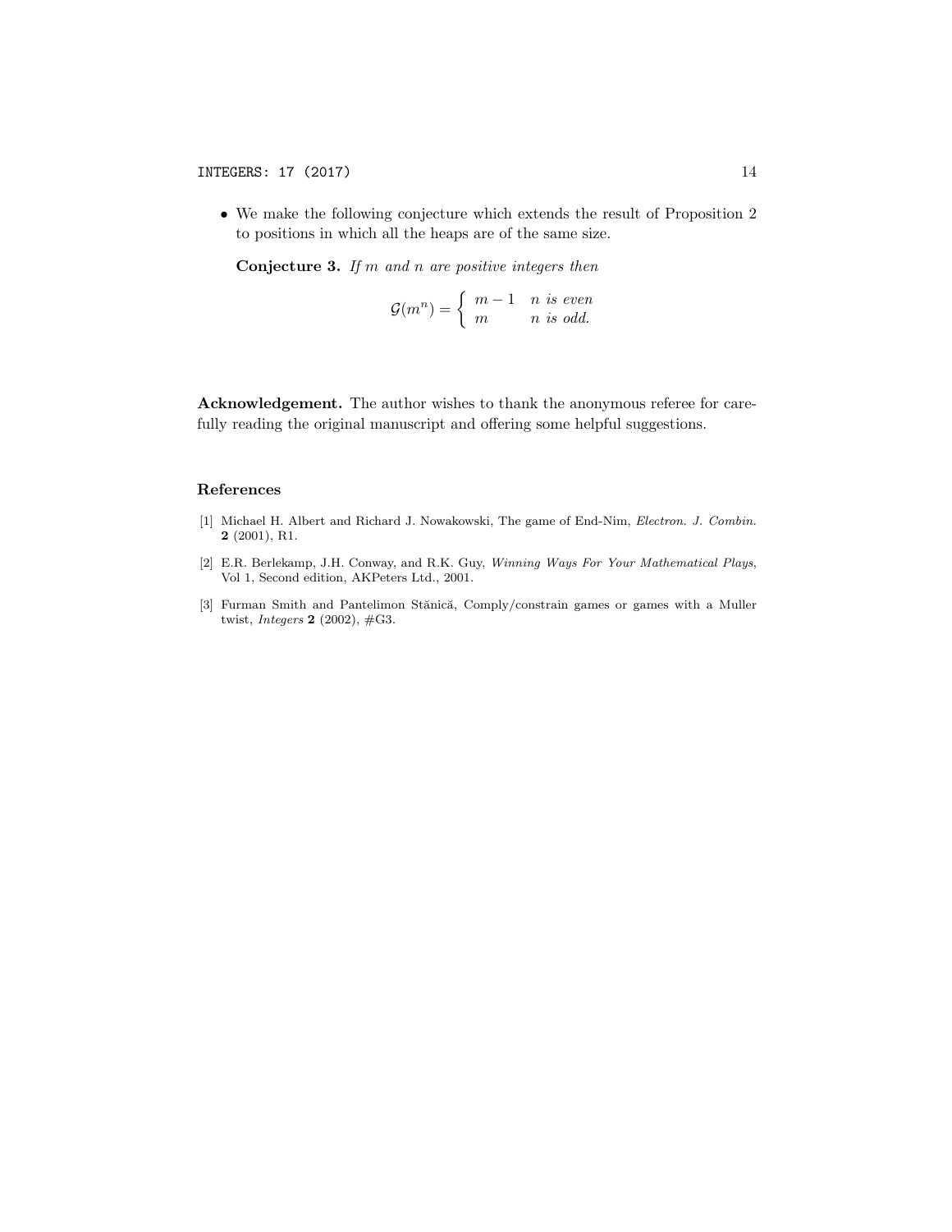- We make the following conjecture which extends the result of Proposition 2 to positions in which all the heaps are of the same size.

**Conjecture 3.** *If $m$ and $n$ are positive integers then*

$$\mathcal{G}(m^n) = \begin{cases} m-1 & n \text{ is even} \\ m & n \text{ is odd.} \end{cases}$$

**Acknowledgement.** The author wishes to thank the anonymous referee for carefully reading the original manuscript and offering some helpful suggestions.

## References

[1] Michael H. Albert and Richard J. Nowakowski, The game of End-Nim, *Electron. J. Combin.* **2** (2001), R1.

[2] E.R. Berlekamp, J.H. Conway, and R.K. Guy, *Winning Ways For Your Mathematical Plays*, Vol 1, Second edition, AKPeters Ltd., 2001.

[3] Furman Smith and Pantelimon Stănică, Comply/constrain games or games with a Muller twist, *Integers* **2** (2002), #G3.